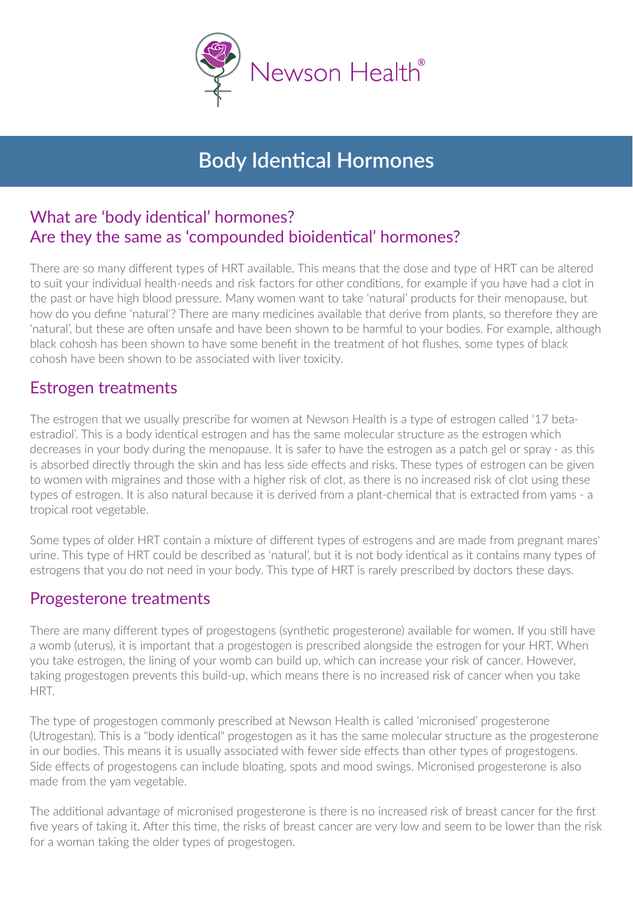Newson Health®

# Body Identical Hormones

## What are 'body identical' hormones?
## Are they the same as 'compounded bioidentical' hormones?

There are so many different types of HRT available. This means that the dose and type of HRT can be altered to suit your individual health-needs and risk factors for other conditions, for example if you have had a clot in the past or have high blood pressure. Many women want to take 'natural' products for their menopause, but how do you define 'natural'? There are many medicines available that derive from plants, so therefore they are 'natural', but these are often unsafe and have been shown to be harmful to your bodies. For example, although black cohosh has been shown to have some benefit in the treatment of hot flushes, some types of black cohosh have been shown to be associated with liver toxicity.

## Estrogen treatments

The estrogen that we usually prescribe for women at Newson Health is a type of estrogen called '17 beta-estradiol'. This is a body identical estrogen and has the same molecular structure as the estrogen which decreases in your body during the menopause. It is safer to have the estrogen as a patch gel or spray - as this is absorbed directly through the skin and has less side effects and risks. These types of estrogen can be given to women with migraines and those with a higher risk of clot, as there is no increased risk of clot using these types of estrogen. It is also natural because it is derived from a plant-chemical that is extracted from yams - a tropical root vegetable.

Some types of older HRT contain a mixture of different types of estrogens and are made from pregnant mares' urine. This type of HRT could be described as 'natural', but it is not body identical as it contains many types of estrogens that you do not need in your body. This type of HRT is rarely prescribed by doctors these days.

## Progesterone treatments

There are many different types of progestogens (synthetic progesterone) available for women. If you still have a womb (uterus), it is important that a progestogen is prescribed alongside the estrogen for your HRT. When you take estrogen, the lining of your womb can build up, which can increase your risk of cancer. However, taking progestogen prevents this build-up, which means there is no increased risk of cancer when you take HRT.

The type of progestogen commonly prescribed at Newson Health is called 'micronised' progesterone (Utrogestan). This is a "body identical" progestogen as it has the same molecular structure as the progesterone in our bodies. This means it is usually associated with fewer side effects than other types of progestogens. Side effects of progestogens can include bloating, spots and mood swings. Micronised progesterone is also made from the yam vegetable.

The additional advantage of micronised progesterone is there is no increased risk of breast cancer for the first five years of taking it. After this time, the risks of breast cancer are very low and seem to be lower than the risk for a woman taking the older types of progestogen.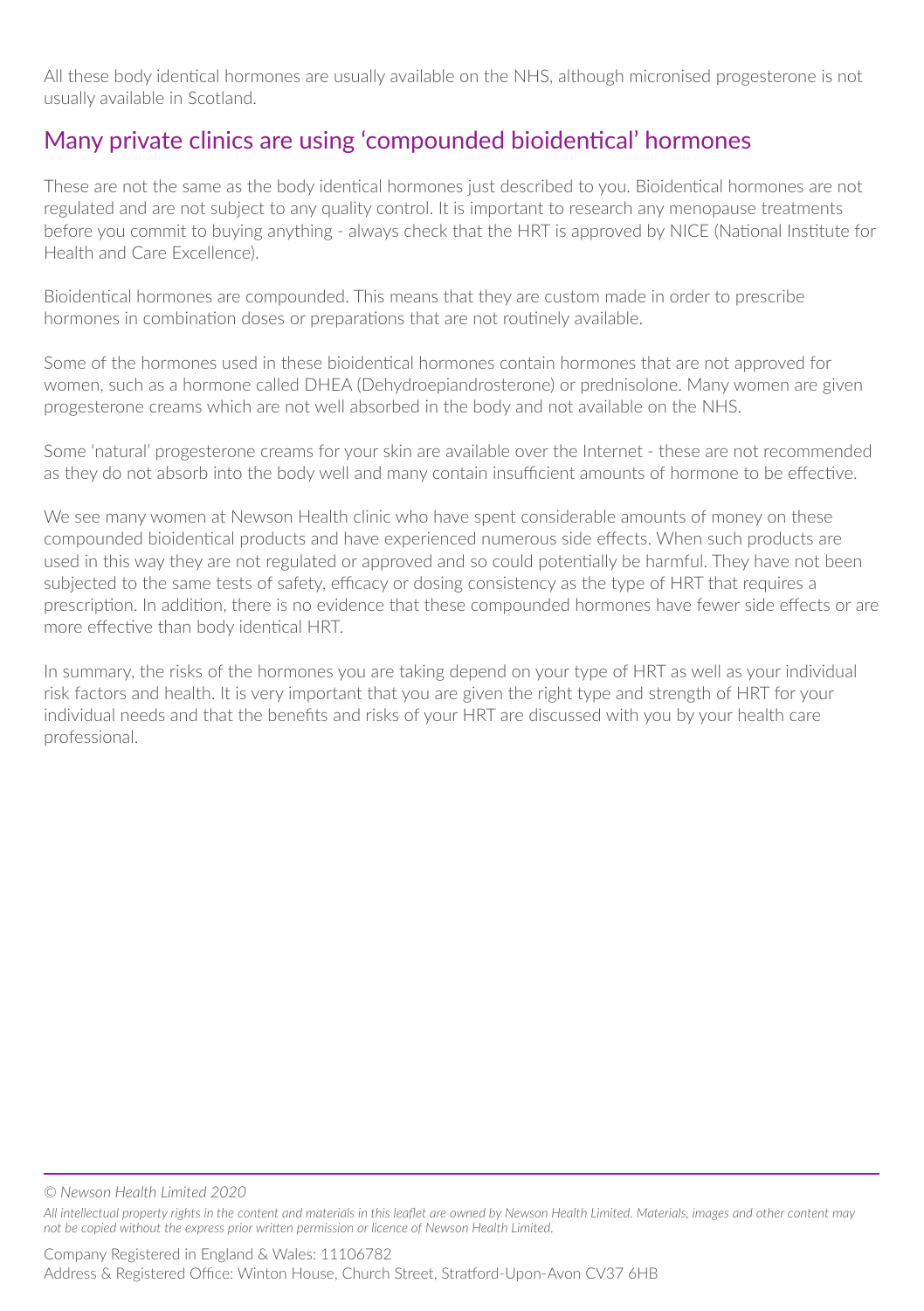All these body identical hormones are usually available on the NHS, although micronised progesterone is not usually available in Scotland.

## Many private clinics are using 'compounded bioidentical' hormones

These are not the same as the body identical hormones just described to you. Bioidentical hormones are not regulated and are not subject to any quality control. It is important to research any menopause treatments before you commit to buying anything - always check that the HRT is approved by NICE (National Institute for Health and Care Excellence).

Bioidentical hormones are compounded. This means that they are custom made in order to prescribe hormones in combination doses or preparations that are not routinely available.

Some of the hormones used in these bioidentical hormones contain hormones that are not approved for women, such as a hormone called DHEA (Dehydroepiandrosterone) or prednisolone. Many women are given progesterone creams which are not well absorbed in the body and not available on the NHS.

Some 'natural' progesterone creams for your skin are available over the Internet - these are not recommended as they do not absorb into the body well and many contain insufficient amounts of hormone to be effective.

We see many women at Newson Health clinic who have spent considerable amounts of money on these compounded bioidentical products and have experienced numerous side effects. When such products are used in this way they are not regulated or approved and so could potentially be harmful. They have not been subjected to the same tests of safety, efficacy or dosing consistency as the type of HRT that requires a prescription. In addition, there is no evidence that these compounded hormones have fewer side effects or are more effective than body identical HRT.

In summary, the risks of the hormones you are taking depend on your type of HRT as well as your individual risk factors and health. It is very important that you are given the right type and strength of HRT for your individual needs and that the benefits and risks of your HRT are discussed with you by your health care professional.

---

*© Newson Health Limited 2020*

*All intellectual property rights in the content and materials in this leaflet are owned by Newson Health Limited. Materials, images and other content may not be copied without the express prior written permission or licence of Newson Health Limited.*

Company Registered in England & Wales: 11106782
Address & Registered Office: Winton House, Church Street, Stratford-Upon-Avon CV37 6HB